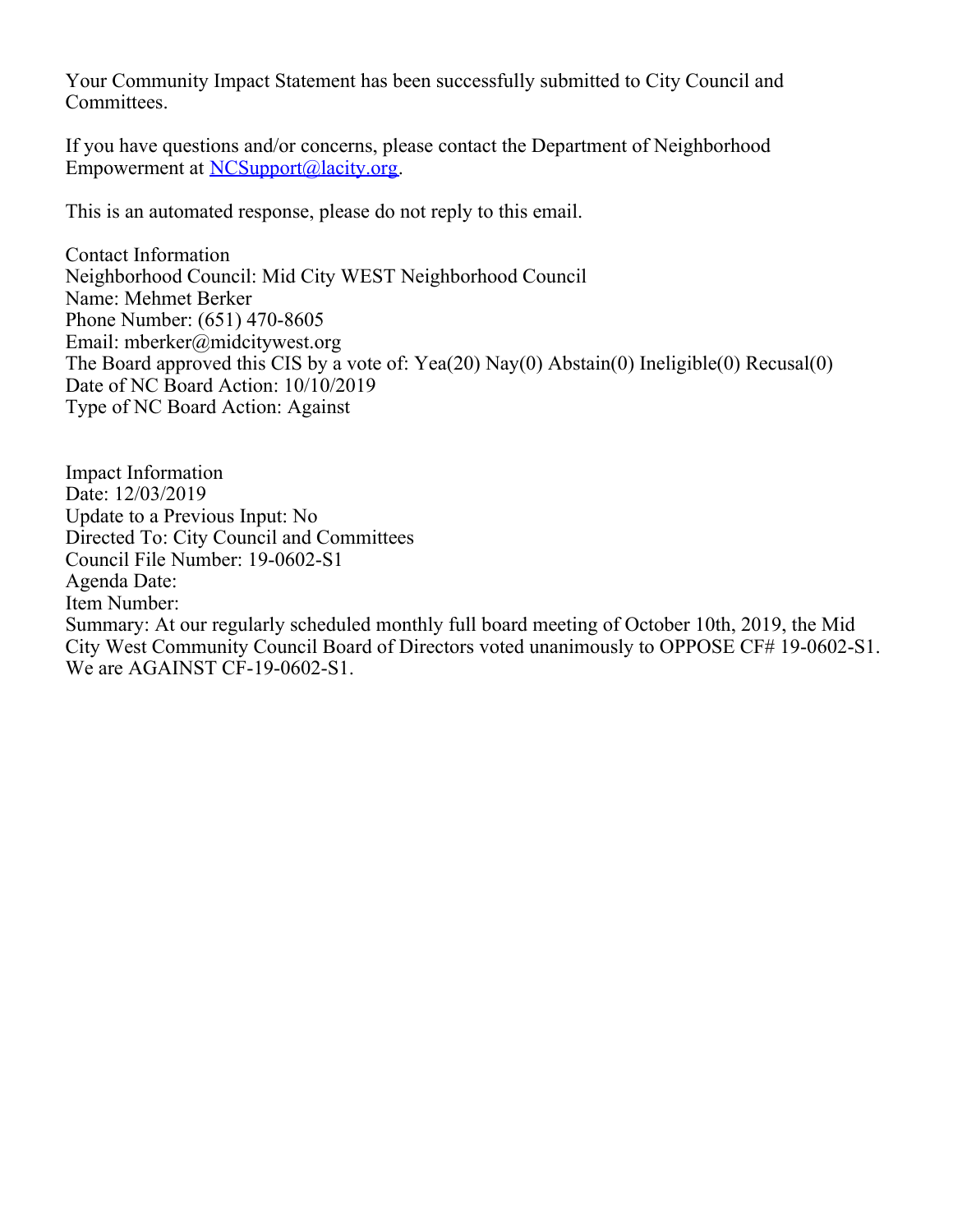Your Community Impact Statement has been successfully submitted to City Council and Committees.

If you have questions and/or concerns, please contact the Department of Neighborhood Empowerment at [NCSupport@lacity.org](mailto:NCSupport@lacity.org).

This is an automated response, please do not reply to this email.

Contact Information
Neighborhood Council: Mid City WEST Neighborhood Council
Name: Mehmet Berker
Phone Number: (651) 470-8605
Email: mberker@midcitywest.org
The Board approved this CIS by a vote of: Yea(20) Nay(0) Abstain(0) Ineligible(0) Recusal(0)
Date of NC Board Action: 10/10/2019
Type of NC Board Action: Against

Impact Information
Date: 12/03/2019
Update to a Previous Input: No
Directed To: City Council and Committees
Council File Number: 19-0602-S1
Agenda Date:
Item Number:
Summary: At our regularly scheduled monthly full board meeting of October 10th, 2019, the Mid City West Community Council Board of Directors voted unanimously to OPPOSE CF# 19-0602-S1. We are AGAINST CF-19-0602-S1.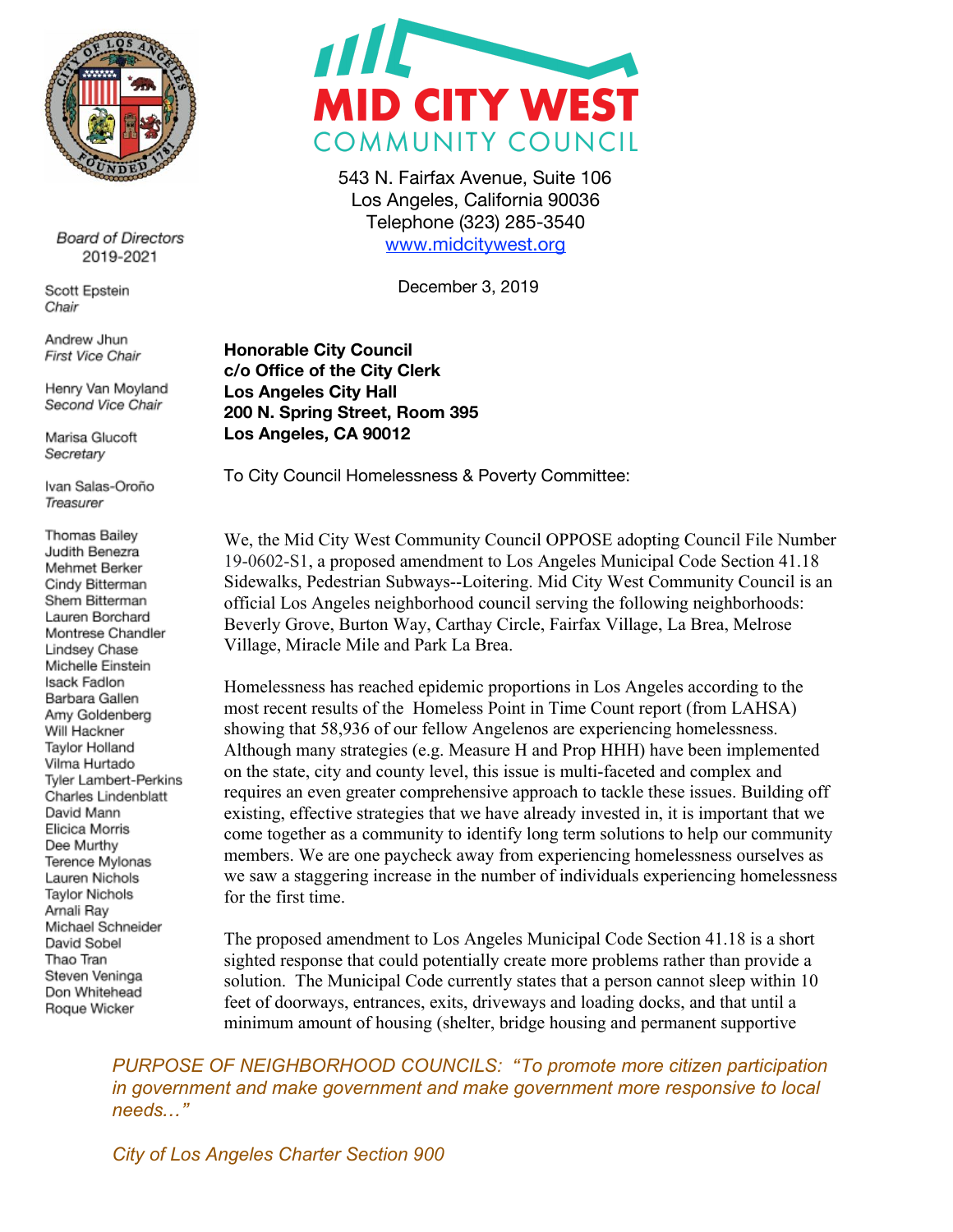# MID CITY WEST
## COMMUNITY COUNCIL

543 N. Fairfax Avenue, Suite 106
Los Angeles, California 90036
Telephone (323) 285-3540
www.midcitywest.org

December 3, 2019

**Board of Directors**
**2019-2021**

Scott Epstein
*Chair*

Andrew Jhun
*First Vice Chair*

Henry Van Moyland
*Second Vice Chair*

Marisa Glucoft
*Secretary*

Ivan Salas-Oroño
*Treasurer*

Thomas Bailey
Judith Benezra
Mehmet Berker
Cindy Bitterman
Shem Bitterman
Lauren Borchard
Montrese Chandler
Lindsey Chase
Michelle Einstein
Isack Fadlon
Barbara Gallen
Amy Goldenberg
Will Hackner
Taylor Holland
Vilma Hurtado
Tyler Lambert-Perkins
Charles Lindenblatt
David Mann
Elicica Morris
Dee Murthy
Terence Mylonas
Lauren Nichols
Taylor Nichols
Arnali Ray
Michael Schneider
David Sobel
Thao Tran
Steven Veninga
Don Whitehead
Roque Wicker

**Honorable City Council**
**c/o Office of the City Clerk**
**Los Angeles City Hall**
**200 N. Spring Street, Room 395**
**Los Angeles, CA 90012**

To City Council Homelessness & Poverty Committee:

We, the Mid City West Community Council OPPOSE adopting Council File Number 19-0602-S1, a proposed amendment to Los Angeles Municipal Code Section 41.18 Sidewalks, Pedestrian Subways--Loitering. Mid City West Community Council is an official Los Angeles neighborhood council serving the following neighborhoods: Beverly Grove, Burton Way, Carthay Circle, Fairfax Village, La Brea, Melrose Village, Miracle Mile and Park La Brea.

Homelessness has reached epidemic proportions in Los Angeles according to the most recent results of the Homeless Point in Time Count report (from LAHSA) showing that 58,936 of our fellow Angelenos are experiencing homelessness. Although many strategies (e.g. Measure H and Prop HHH) have been implemented on the state, city and county level, this issue is multi-faceted and complex and requires an even greater comprehensive approach to tackle these issues. Building off existing, effective strategies that we have already invested in, it is important that we come together as a community to identify long term solutions to help our community members. We are one paycheck away from experiencing homelessness ourselves as we saw a staggering increase in the number of individuals experiencing homelessness for the first time.

The proposed amendment to Los Angeles Municipal Code Section 41.18 is a short sighted response that could potentially create more problems rather than provide a solution. The Municipal Code currently states that a person cannot sleep within 10 feet of doorways, entrances, exits, driveways and loading docks, and that until a minimum amount of housing (shelter, bridge housing and permanent supportive

*PURPOSE OF NEIGHBORHOOD COUNCILS: "To promote more citizen participation in government and make government and make government more responsive to local needs…"*

*City of Los Angeles Charter Section 900*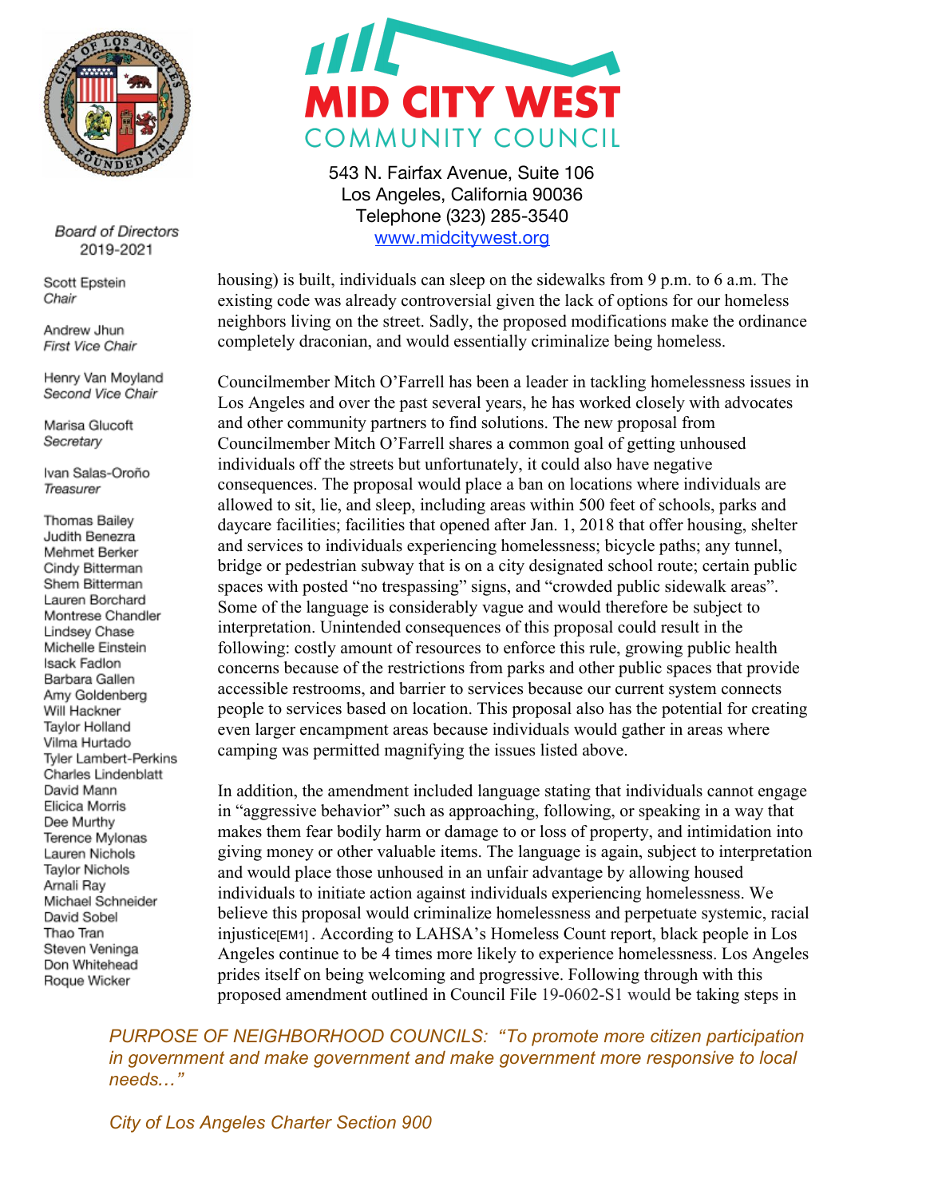housing) is built, individuals can sleep on the sidewalks from 9 p.m. to 6 a.m. The existing code was already controversial given the lack of options for our homeless neighbors living on the street. Sadly, the proposed modifications make the ordinance completely draconian, and would essentially criminalize being homeless.

Councilmember Mitch O'Farrell has been a leader in tackling homelessness issues in Los Angeles and over the past several years, he has worked closely with advocates and other community partners to find solutions. The new proposal from Councilmember Mitch O'Farrell shares a common goal of getting unhoused individuals off the streets but unfortunately, it could also have negative consequences. The proposal would place a ban on locations where individuals are allowed to sit, lie, and sleep, including areas within 500 feet of schools, parks and daycare facilities; facilities that opened after Jan. 1, 2018 that offer housing, shelter and services to individuals experiencing homelessness; bicycle paths; any tunnel, bridge or pedestrian subway that is on a city designated school route; certain public spaces with posted "no trespassing" signs, and "crowded public sidewalk areas". Some of the language is considerably vague and would therefore be subject to interpretation. Unintended consequences of this proposal could result in the following: costly amount of resources to enforce this rule, growing public health concerns because of the restrictions from parks and other public spaces that provide accessible restrooms, and barrier to services because our current system connects people to services based on location. This proposal also has the potential for creating even larger encampment areas because individuals would gather in areas where camping was permitted magnifying the issues listed above.

In addition, the amendment included language stating that individuals cannot engage in "aggressive behavior" such as approaching, following, or speaking in a way that makes them fear bodily harm or damage to or loss of property, and intimidation into giving money or other valuable items. The language is again, subject to interpretation and would place those unhoused in an unfair advantage by allowing housed individuals to initiate action against individuals experiencing homelessness. We believe this proposal would criminalize homelessness and perpetuate systemic, racial injustice[EM1]. According to LAHSA's Homeless Count report, black people in Los Angeles continue to be 4 times more likely to experience homelessness. Los Angeles prides itself on being welcoming and progressive. Following through with this proposed amendment outlined in Council File 19-0602-S1 would be taking steps in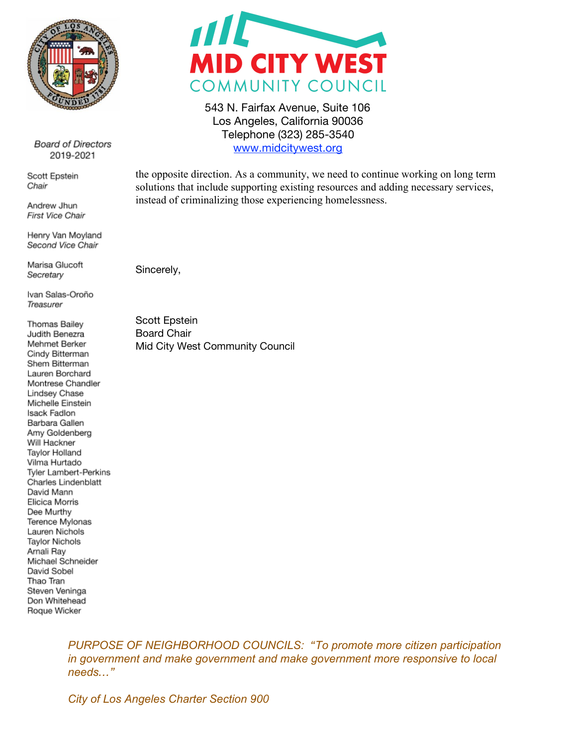543 N. Fairfax Avenue, Suite 106
Los Angeles, California 90036
Telephone (323) 285-3540
www.midcitywest.org

Board of Directors
2019-2021

Scott Epstein
*Chair*

Andrew Jhun
*First Vice Chair*

Henry Van Moyland
*Second Vice Chair*

Marisa Glucoft
*Secretary*

Ivan Salas-Oroño
*Treasurer*

Thomas Bailey
Judith Benezra
Mehmet Berker
Cindy Bitterman
Shem Bitterman
Lauren Borchard
Montrese Chandler
Lindsey Chase
Michelle Einstein
Isack Fadlon
Barbara Gallen
Amy Goldenberg
Will Hackner
Taylor Holland
Vilma Hurtado
Tyler Lambert-Perkins
Charles Lindenblatt
David Mann
Elicica Morris
Dee Murthy
Terence Mylonas
Lauren Nichols
Taylor Nichols
Arnali Ray
Michael Schneider
David Sobel
Thao Tran
Steven Veninga
Don Whitehead
Roque Wicker

the opposite direction. As a community, we need to continue working on long term solutions that include supporting existing resources and adding necessary services, instead of criminalizing those experiencing homelessness.

Sincerely,

Scott Epstein
Board Chair
Mid City West Community Council

*PURPOSE OF NEIGHBORHOOD COUNCILS: "To promote more citizen participation in government and make government and make government more responsive to local needs…"*

*City of Los Angeles Charter Section 900*